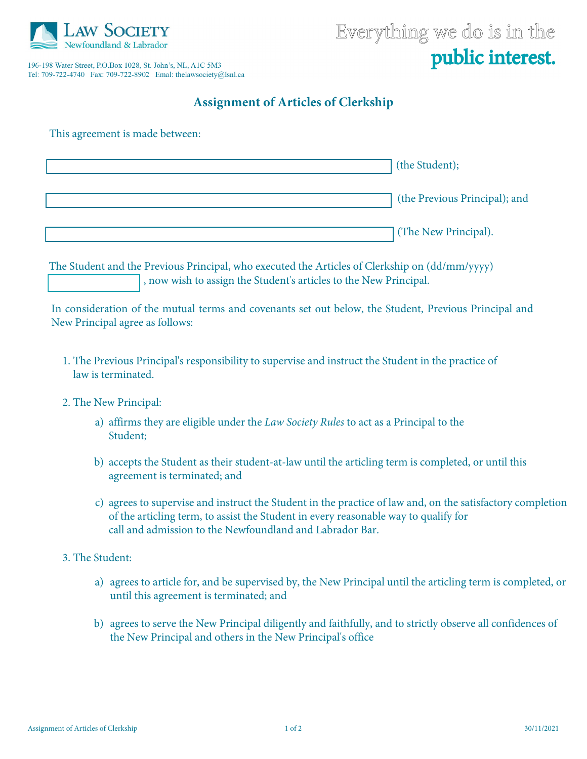Law Society
Newfoundland & Labrador

196-198 Water Street, P.O.Box 1028, St. John's, NL, A1C 5M3
Tel: 709-722-4740 Fax: 709-722-8902 Email: thelawsociety@lsnl.ca

Everything we do is in the **public interest.**

# Assignment of Articles of Clerkship

This agreement is made between:

\_\_\_\_\_\_\_\_\_\_\_\_\_\_\_\_\_\_\_\_\_\_\_\_\_\_\_\_\_\_ (the Student);

\_\_\_\_\_\_\_\_\_\_\_\_\_\_\_\_\_\_\_\_\_\_\_\_\_\_\_\_\_\_ (the Previous Principal); and

\_\_\_\_\_\_\_\_\_\_\_\_\_\_\_\_\_\_\_\_\_\_\_\_\_\_\_\_\_\_ (The New Principal).

The Student and the Previous Principal, who executed the Articles of Clerkship on (dd/mm/yyyy) \_\_\_\_\_\_\_\_\_\_, now wish to assign the Student's articles to the New Principal.

In consideration of the mutual terms and covenants set out below, the Student, Previous Principal and New Principal agree as follows:

1. The Previous Principal's responsibility to supervise and instruct the Student in the practice of law is terminated.

2. The New Principal:

   a) affirms they are eligible under the *Law Society Rules* to act as a Principal to the Student;

   b) accepts the Student as their student-at-law until the articling term is completed, or until this agreement is terminated; and

   c) agrees to supervise and instruct the Student in the practice of law and, on the satisfactory completion of the articling term, to assist the Student in every reasonable way to qualify for call and admission to the Newfoundland and Labrador Bar.

3. The Student:

   a) agrees to article for, and be supervised by, the New Principal until the articling term is completed, or until this agreement is terminated; and

   b) agrees to serve the New Principal diligently and faithfully, and to strictly observe all confidences of the New Principal and others in the New Principal's office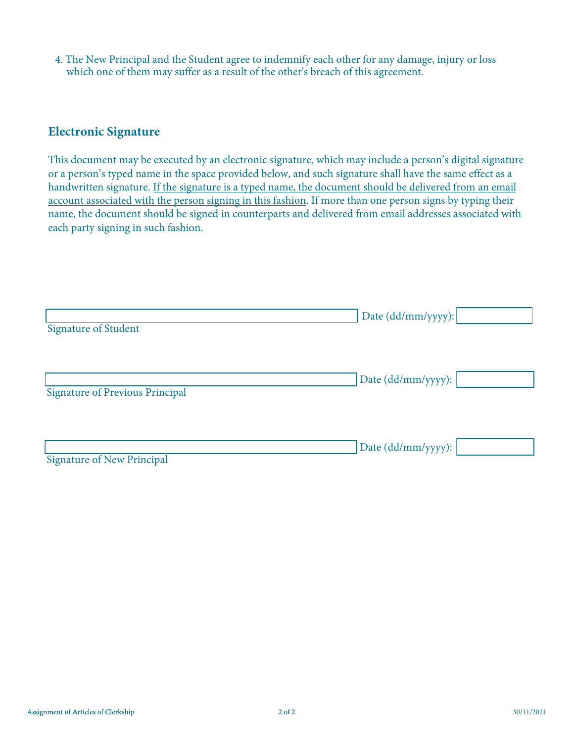4. The New Principal and the Student agree to indemnify each other for any damage, injury or loss which one of them may suffer as a result of the other's breach of this agreement.

## Electronic Signature

This document may be executed by an electronic signature, which may include a person's digital signature or a person's typed name in the space provided below, and such signature shall have the same effect as a handwritten signature. <u>If the signature is a typed name, the document should be delivered from an email account associated with the person signing in this fashion</u>. If more than one person signs by typing their name, the document should be signed in counterparts and delivered from email addresses associated with each party signing in such fashion.

_______________________________________ Date (dd/mm/yyyy): __________

Signature of Student

_______________________________________ Date (dd/mm/yyyy): __________

Signature of Previous Principal

_______________________________________ Date (dd/mm/yyyy): __________

Signature of New Principal